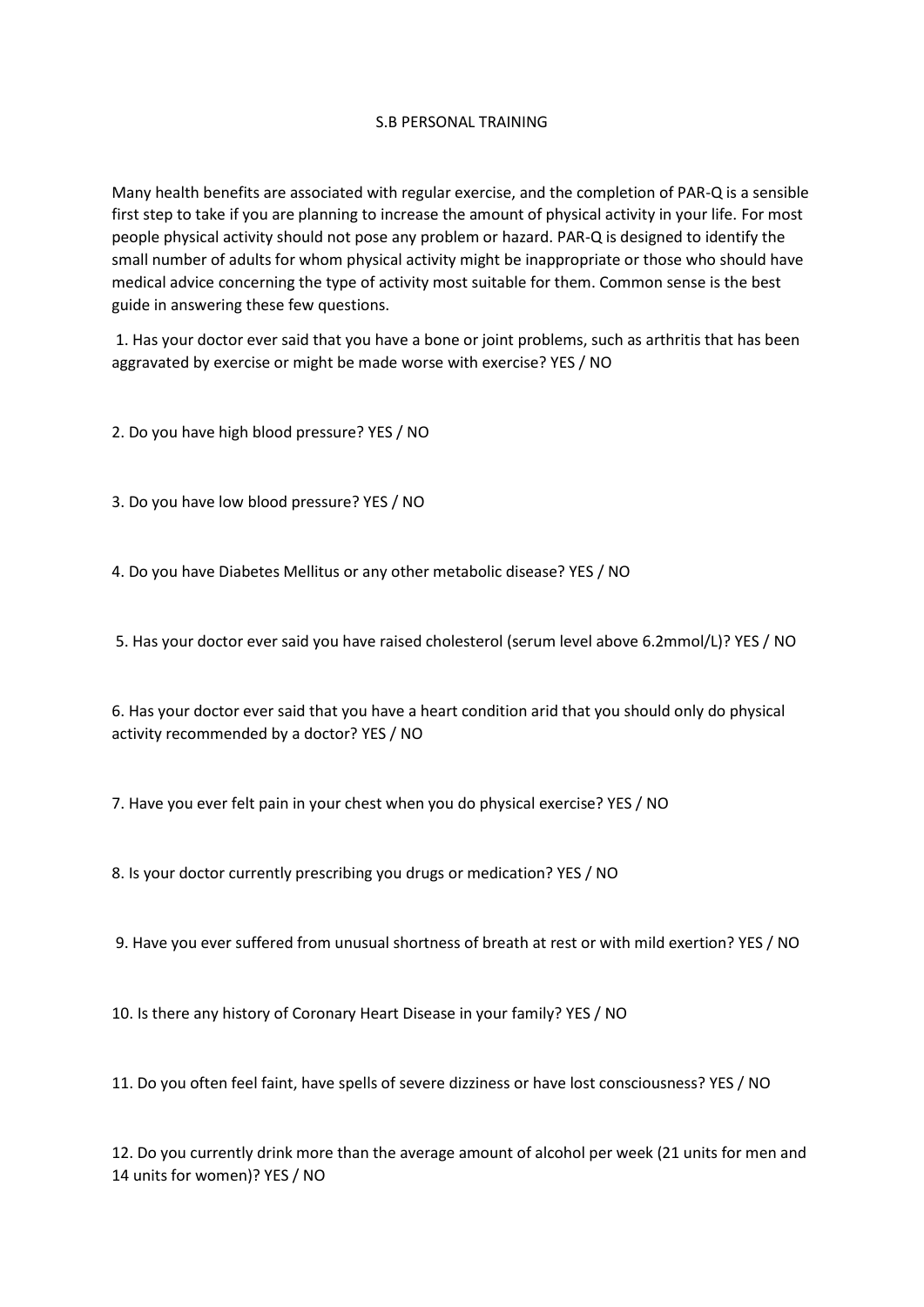# S.B PERSONAL TRAINING

Many health benefits are associated with regular exercise, and the completion of PAR-Q is a sensible first step to take if you are planning to increase the amount of physical activity in your life. For most people physical activity should not pose any problem or hazard. PAR-Q is designed to identify the small number of adults for whom physical activity might be inappropriate or those who should have medical advice concerning the type of activity most suitable for them. Common sense is the best guide in answering these few questions.

1. Has your doctor ever said that you have a bone or joint problems, such as arthritis that has been aggravated by exercise or might be made worse with exercise? YES / NO

2. Do you have high blood pressure? YES / NO

3. Do you have low blood pressure? YES / NO

4. Do you have Diabetes Mellitus or any other metabolic disease? YES / NO

5. Has your doctor ever said you have raised cholesterol (serum level above 6.2mmol/L)? YES / NO

6. Has your doctor ever said that you have a heart condition arid that you should only do physical activity recommended by a doctor? YES / NO

7. Have you ever felt pain in your chest when you do physical exercise? YES / NO

8. Is your doctor currently prescribing you drugs or medication? YES / NO

9. Have you ever suffered from unusual shortness of breath at rest or with mild exertion? YES / NO

10. Is there any history of Coronary Heart Disease in your family? YES / NO

11. Do you often feel faint, have spells of severe dizziness or have lost consciousness? YES / NO

12. Do you currently drink more than the average amount of alcohol per week (21 units for men and 14 units for women)? YES / NO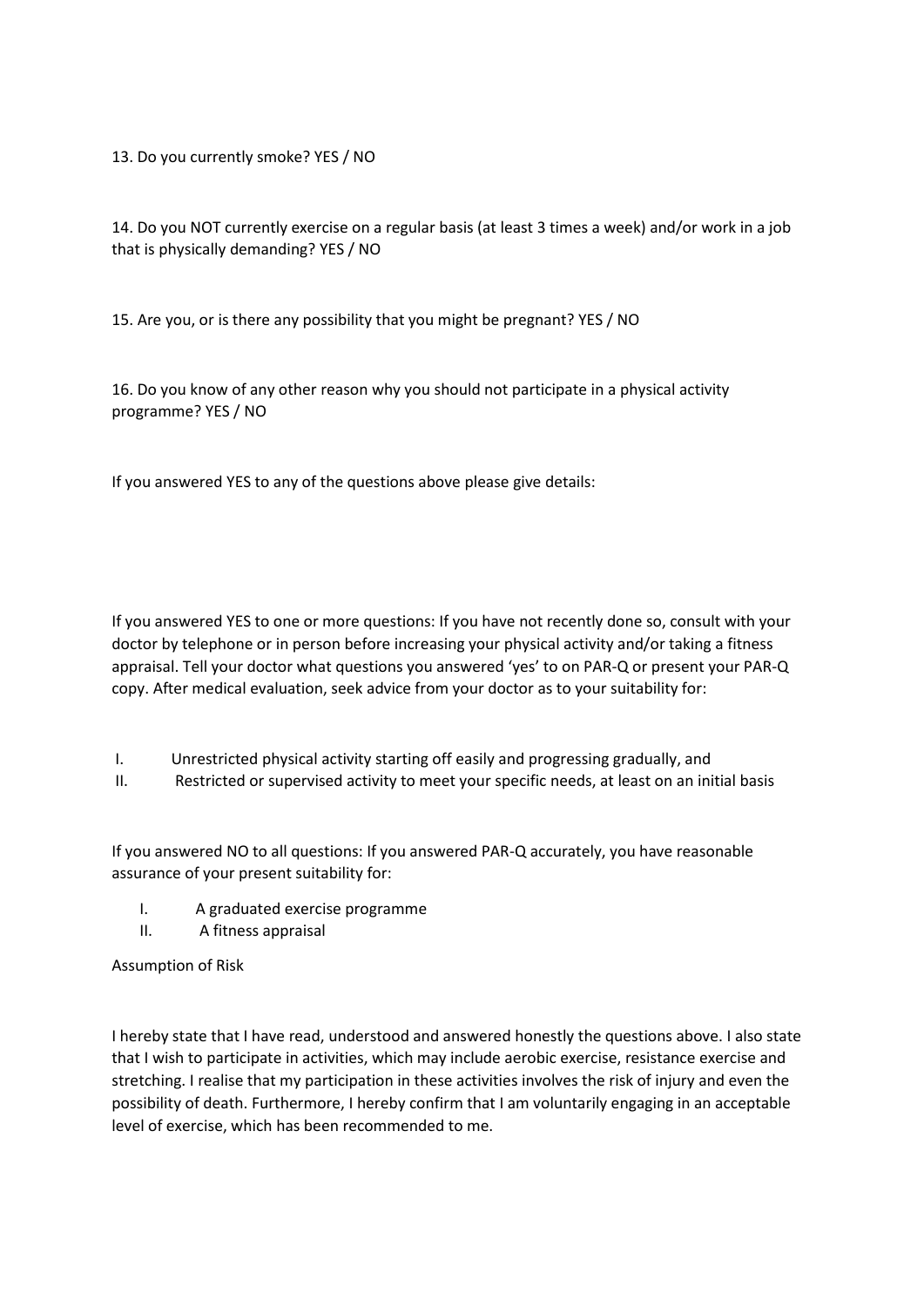13. Do you currently smoke? YES / NO

14. Do you NOT currently exercise on a regular basis (at least 3 times a week) and/or work in a job that is physically demanding? YES / NO

15. Are you, or is there any possibility that you might be pregnant? YES / NO

16. Do you know of any other reason why you should not participate in a physical activity programme? YES / NO

If you answered YES to any of the questions above please give details:

If you answered YES to one or more questions: If you have not recently done so, consult with your doctor by telephone or in person before increasing your physical activity and/or taking a fitness appraisal. Tell your doctor what questions you answered 'yes' to on PAR-Q or present your PAR-Q copy. After medical evaluation, seek advice from your doctor as to your suitability for:

I. Unrestricted physical activity starting off easily and progressing gradually, and
II. Restricted or supervised activity to meet your specific needs, at least on an initial basis

If you answered NO to all questions: If you answered PAR-Q accurately, you have reasonable assurance of your present suitability for:

I. A graduated exercise programme
II. A fitness appraisal

Assumption of Risk

I hereby state that I have read, understood and answered honestly the questions above. I also state that I wish to participate in activities, which may include aerobic exercise, resistance exercise and stretching. I realise that my participation in these activities involves the risk of injury and even the possibility of death. Furthermore, I hereby confirm that I am voluntarily engaging in an acceptable level of exercise, which has been recommended to me.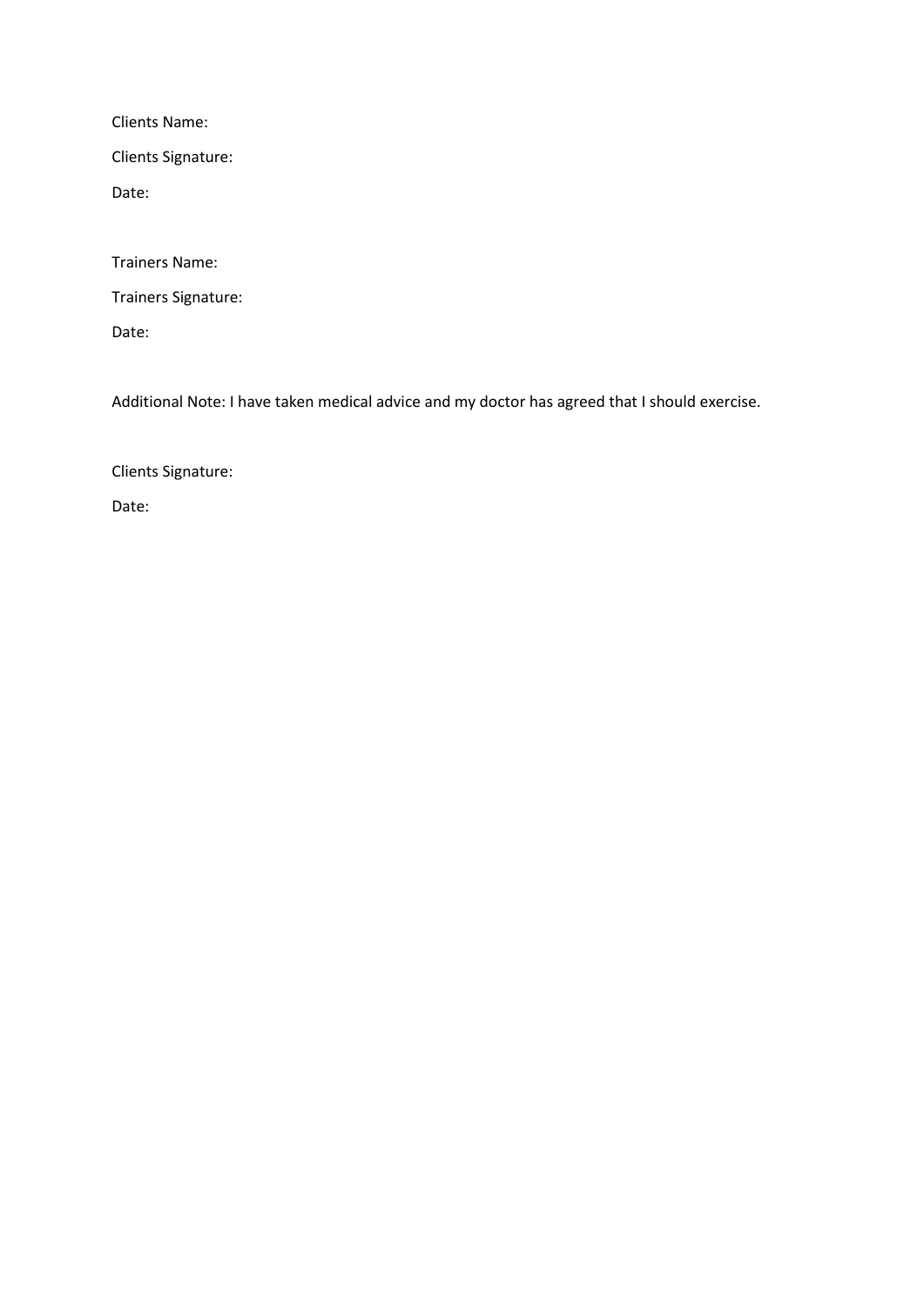Clients Name:

Clients Signature:

Date:

Trainers Name:

Trainers Signature:

Date:

Additional Note: I have taken medical advice and my doctor has agreed that I should exercise.

Clients Signature:

Date: